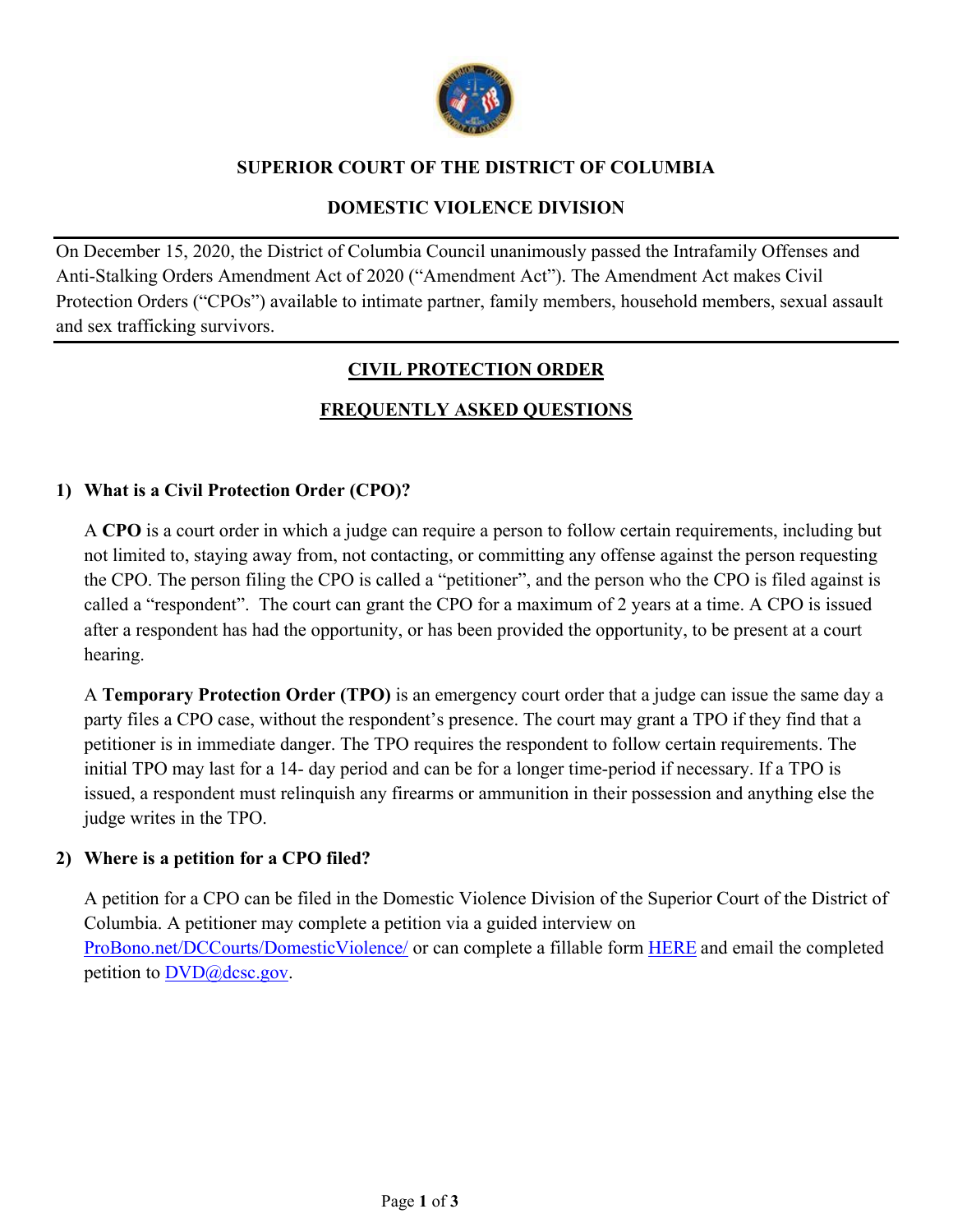**SUPERIOR COURT OF THE DISTRICT OF COLUMBIA**

**DOMESTIC VIOLENCE DIVISION**

---

On December 15, 2020, the District of Columbia Council unanimously passed the Intrafamily Offenses and Anti-Stalking Orders Amendment Act of 2020 ("Amendment Act"). The Amendment Act makes Civil Protection Orders ("CPOs") available to intimate partner, family members, household members, sexual assault and sex trafficking survivors.

---

## CIVIL PROTECTION ORDER

## FREQUENTLY ASKED QUESTIONS

### 1) What is a Civil Protection Order (CPO)?

A **CPO** is a court order in which a judge can require a person to follow certain requirements, including but not limited to, staying away from, not contacting, or committing any offense against the person requesting the CPO. The person filing the CPO is called a "petitioner", and the person who the CPO is filed against is called a "respondent". The court can grant the CPO for a maximum of 2 years at a time. A CPO is issued after a respondent has had the opportunity, or has been provided the opportunity, to be present at a court hearing.

A **Temporary Protection Order (TPO)** is an emergency court order that a judge can issue the same day a party files a CPO case, without the respondent's presence. The court may grant a TPO if they find that a petitioner is in immediate danger. The TPO requires the respondent to follow certain requirements. The initial TPO may last for a 14- day period and can be for a longer time-period if necessary. If a TPO is issued, a respondent must relinquish any firearms or ammunition in their possession and anything else the judge writes in the TPO.

### 2) Where is a petition for a CPO filed?

A petition for a CPO can be filed in the Domestic Violence Division of the Superior Court of the District of Columbia. A petitioner may complete a petition via a guided interview on ProBono.net/DCCourts/DomesticViolence/ or can complete a fillable form HERE and email the completed petition to DVD@dcsc.gov.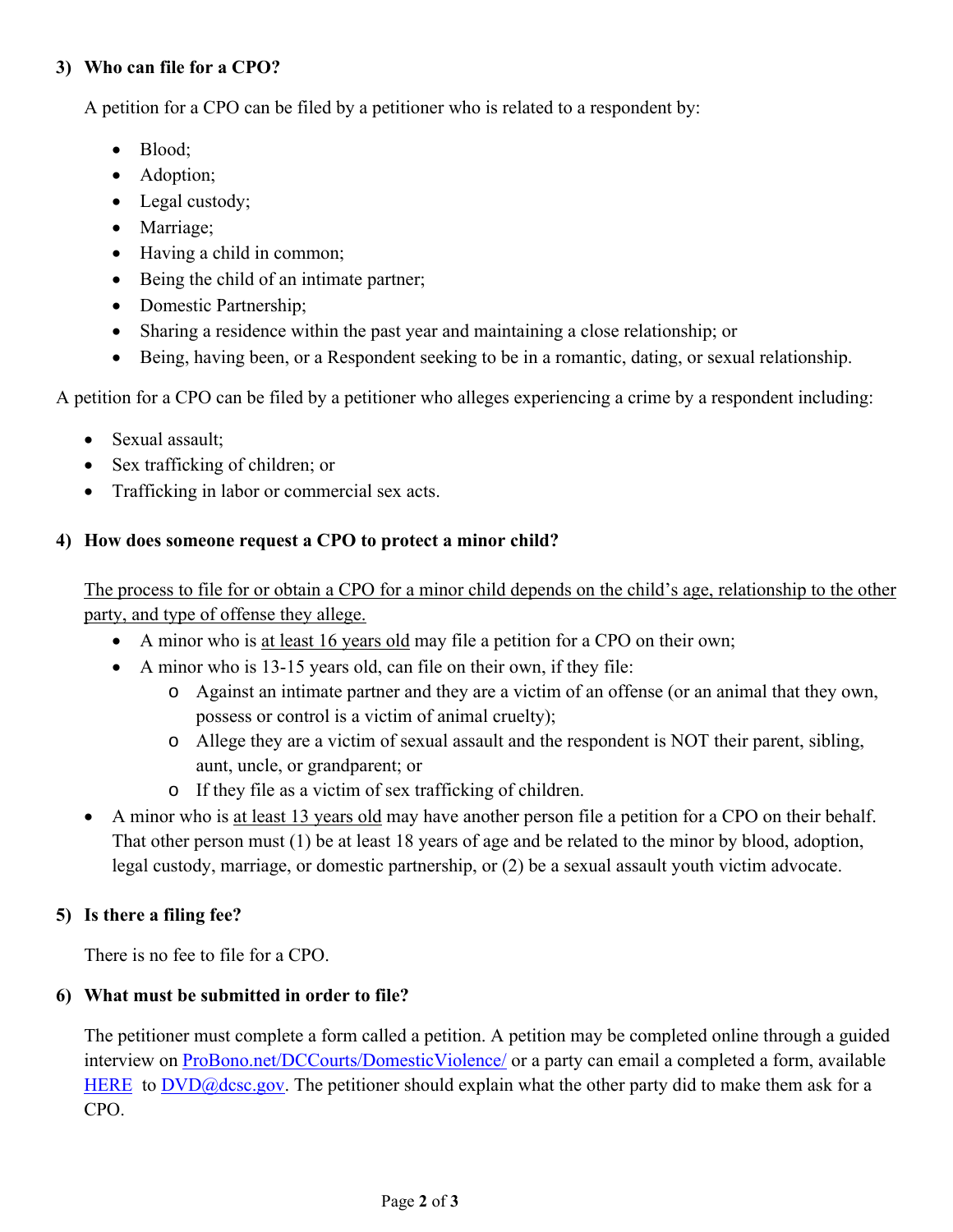### 3) Who can file for a CPO?

A petition for a CPO can be filed by a petitioner who is related to a respondent by:

- Blood;
- Adoption;
- Legal custody;
- Marriage;
- Having a child in common;
- Being the child of an intimate partner;
- Domestic Partnership;
- Sharing a residence within the past year and maintaining a close relationship; or
- Being, having been, or a Respondent seeking to be in a romantic, dating, or sexual relationship.

A petition for a CPO can be filed by a petitioner who alleges experiencing a crime by a respondent including:

- Sexual assault;
- Sex trafficking of children; or
- Trafficking in labor or commercial sex acts.

### 4) How does someone request a CPO to protect a minor child?

<u>The process to file for or obtain a CPO for a minor child depends on the child's age, relationship to the other party, and type of offense they allege.</u>

- A minor who is <u>at least 16 years old</u> may file a petition for a CPO on their own;
- A minor who is 13-15 years old, can file on their own, if they file:
  - Against an intimate partner and they are a victim of an offense (or an animal that they own, possess or control is a victim of animal cruelty);
  - Allege they are a victim of sexual assault and the respondent is NOT their parent, sibling, aunt, uncle, or grandparent; or
  - If they file as a victim of sex trafficking of children.
- A minor who is <u>at least 13 years old</u> may have another person file a petition for a CPO on their behalf. That other person must (1) be at least 18 years of age and be related to the minor by blood, adoption, legal custody, marriage, or domestic partnership, or (2) be a sexual assault youth victim advocate.

### 5) Is there a filing fee?

There is no fee to file for a CPO.

### 6) What must be submitted in order to file?

The petitioner must complete a form called a petition. A petition may be completed online through a guided interview on [ProBono.net/DCCourts/DomesticViolence/](ProBono.net/DCCourts/DomesticViolence/) or a party can email a completed a form, available [HERE](HERE) to [DVD@dcsc.gov](mailto:DVD@dcsc.gov). The petitioner should explain what the other party did to make them ask for a CPO.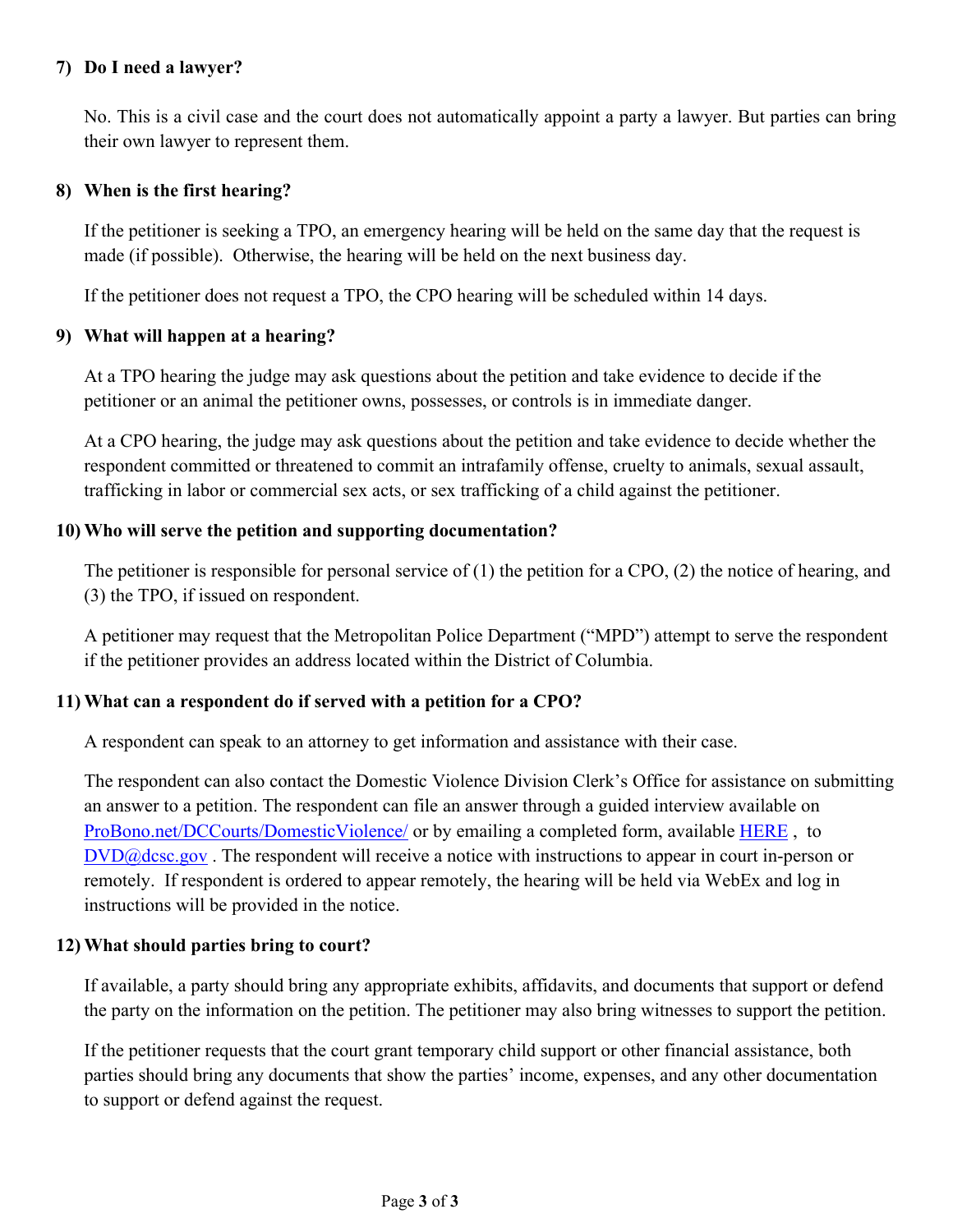### 7) Do I need a lawyer?

No. This is a civil case and the court does not automatically appoint a party a lawyer. But parties can bring their own lawyer to represent them.

### 8) When is the first hearing?

If the petitioner is seeking a TPO, an emergency hearing will be held on the same day that the request is made (if possible). Otherwise, the hearing will be held on the next business day.

If the petitioner does not request a TPO, the CPO hearing will be scheduled within 14 days.

### 9) What will happen at a hearing?

At a TPO hearing the judge may ask questions about the petition and take evidence to decide if the petitioner or an animal the petitioner owns, possesses, or controls is in immediate danger.

At a CPO hearing, the judge may ask questions about the petition and take evidence to decide whether the respondent committed or threatened to commit an intrafamily offense, cruelty to animals, sexual assault, trafficking in labor or commercial sex acts, or sex trafficking of a child against the petitioner.

### 10) Who will serve the petition and supporting documentation?

The petitioner is responsible for personal service of (1) the petition for a CPO, (2) the notice of hearing, and (3) the TPO, if issued on respondent.

A petitioner may request that the Metropolitan Police Department ("MPD") attempt to serve the respondent if the petitioner provides an address located within the District of Columbia.

### 11) What can a respondent do if served with a petition for a CPO?

A respondent can speak to an attorney to get information and assistance with their case.

The respondent can also contact the Domestic Violence Division Clerk's Office for assistance on submitting an answer to a petition. The respondent can file an answer through a guided interview available on ProBono.net/DCCourts/DomesticViolence/ or by emailing a completed form, available HERE , to DVD@dcsc.gov . The respondent will receive a notice with instructions to appear in court in-person or remotely. If respondent is ordered to appear remotely, the hearing will be held via WebEx and log in instructions will be provided in the notice.

### 12) What should parties bring to court?

If available, a party should bring any appropriate exhibits, affidavits, and documents that support or defend the party on the information on the petition. The petitioner may also bring witnesses to support the petition.

If the petitioner requests that the court grant temporary child support or other financial assistance, both parties should bring any documents that show the parties' income, expenses, and any other documentation to support or defend against the request.